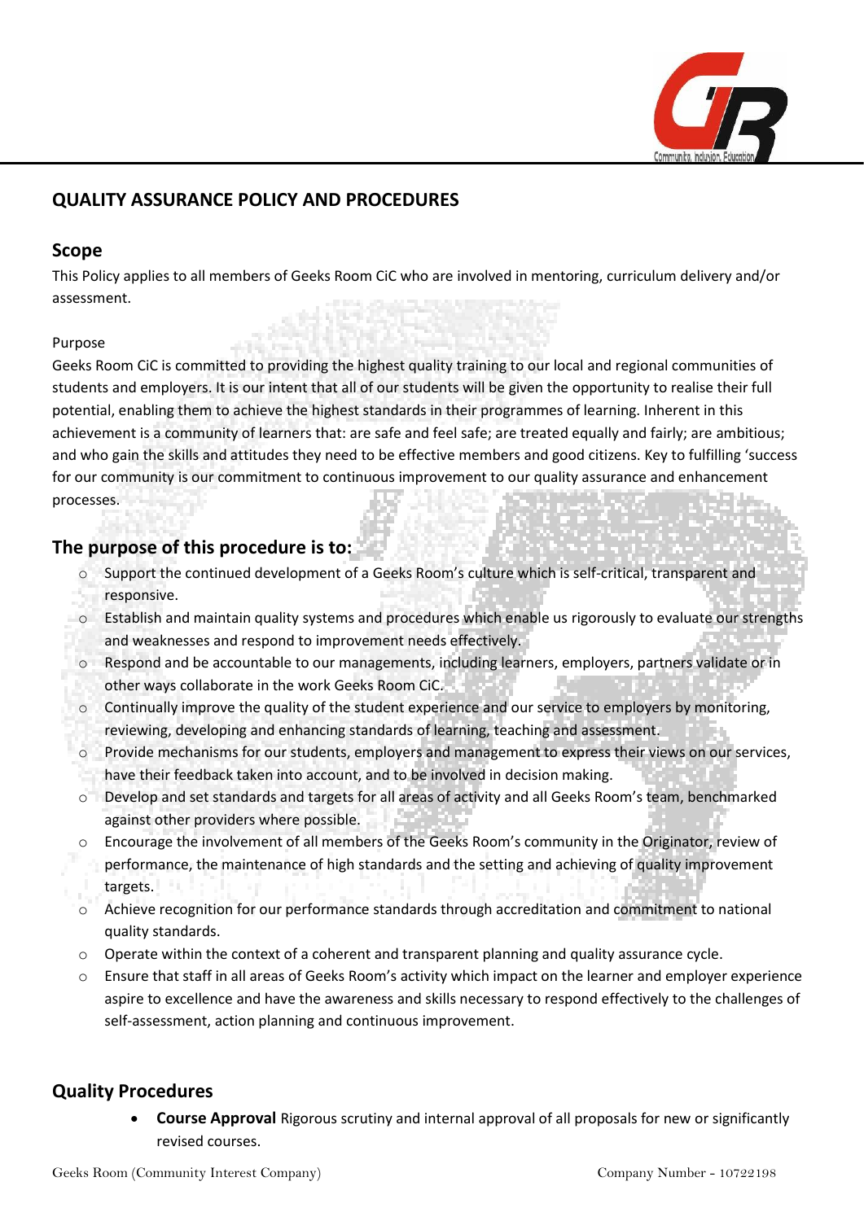## QUALITY ASSURANCE POLICY AND PROCEDURES

## Scope

This Policy applies to all members of Geeks Room CiC who are involved in mentoring, curriculum delivery and/or assessment.

Purpose

Geeks Room CiC is committed to providing the highest quality training to our local and regional communities of students and employers. It is our intent that all of our students will be given the opportunity to realise their full potential, enabling them to achieve the highest standards in their programmes of learning. Inherent in this achievement is a community of learners that: are safe and feel safe; are treated equally and fairly; are ambitious; and who gain the skills and attitudes they need to be effective members and good citizens. Key to fulfilling 'success for our community is our commitment to continuous improvement to our quality assurance and enhancement processes.

## The purpose of this procedure is to:

- Support the continued development of a Geeks Room's culture which is self-critical, transparent and responsive.
- Establish and maintain quality systems and procedures which enable us rigorously to evaluate our strengths and weaknesses and respond to improvement needs effectively.
- Respond and be accountable to our managements, including learners, employers, partners validate or in other ways collaborate in the work Geeks Room CiC.
- Continually improve the quality of the student experience and our service to employers by monitoring, reviewing, developing and enhancing standards of learning, teaching and assessment.
- Provide mechanisms for our students, employers and management to express their views on our services, have their feedback taken into account, and to be involved in decision making.
- Develop and set standards and targets for all areas of activity and all Geeks Room's team, benchmarked against other providers where possible.
- Encourage the involvement of all members of the Geeks Room's community in the Originator, review of performance, the maintenance of high standards and the setting and achieving of quality improvement targets.
- Achieve recognition for our performance standards through accreditation and commitment to national quality standards.
- Operate within the context of a coherent and transparent planning and quality assurance cycle.
- Ensure that staff in all areas of Geeks Room's activity which impact on the learner and employer experience aspire to excellence and have the awareness and skills necessary to respond effectively to the challenges of self-assessment, action planning and continuous improvement.

## Quality Procedures

- **Course Approval** Rigorous scrutiny and internal approval of all proposals for new or significantly revised courses.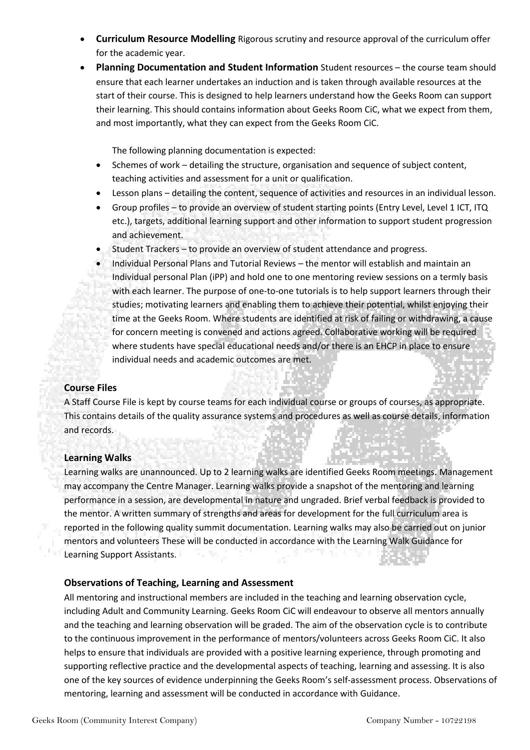- **Curriculum Resource Modelling** Rigorous scrutiny and resource approval of the curriculum offer for the academic year.
- **Planning Documentation and Student Information** Student resources – the course team should ensure that each learner undertakes an induction and is taken through available resources at the start of their course. This is designed to help learners understand how the Geeks Room can support their learning. This should contains information about Geeks Room CiC, what we expect from them, and most importantly, what they can expect from the Geeks Room CiC.

  The following planning documentation is expected:

- Schemes of work – detailing the structure, organisation and sequence of subject content, teaching activities and assessment for a unit or qualification.
- Lesson plans – detailing the content, sequence of activities and resources in an individual lesson.
- Group profiles – to provide an overview of student starting points (Entry Level, Level 1 ICT, ITQ etc.), targets, additional learning support and other information to support student progression and achievement.
- Student Trackers – to provide an overview of student attendance and progress.
- Individual Personal Plans and Tutorial Reviews – the mentor will establish and maintain an Individual personal Plan (iPP) and hold one to one mentoring review sessions on a termly basis with each learner. The purpose of one-to-one tutorials is to help support learners through their studies; motivating learners and enabling them to achieve their potential, whilst enjoying their time at the Geeks Room. Where students are identified at risk of failing or withdrawing, a cause for concern meeting is convened and actions agreed. Collaborative working will be required where students have special educational needs and/or there is an EHCP in place to ensure individual needs and academic outcomes are met.

### Course Files

A Staff Course File is kept by course teams for each individual course or groups of courses, as appropriate. This contains details of the quality assurance systems and procedures as well as course details, information and records.

### Learning Walks

Learning walks are unannounced. Up to 2 learning walks are identified Geeks Room meetings. Management may accompany the Centre Manager. Learning walks provide a snapshot of the mentoring and learning performance in a session, are developmental in nature and ungraded. Brief verbal feedback is provided to the mentor. A written summary of strengths and areas for development for the full curriculum area is reported in the following quality summit documentation. Learning walks may also be carried out on junior mentors and volunteers These will be conducted in accordance with the Learning Walk Guidance for Learning Support Assistants.

### Observations of Teaching, Learning and Assessment

All mentoring and instructional members are included in the teaching and learning observation cycle, including Adult and Community Learning. Geeks Room CiC will endeavour to observe all mentors annually and the teaching and learning observation will be graded. The aim of the observation cycle is to contribute to the continuous improvement in the performance of mentors/volunteers across Geeks Room CiC. It also helps to ensure that individuals are provided with a positive learning experience, through promoting and supporting reflective practice and the developmental aspects of teaching, learning and assessing. It is also one of the key sources of evidence underpinning the Geeks Room's self-assessment process. Observations of mentoring, learning and assessment will be conducted in accordance with Guidance.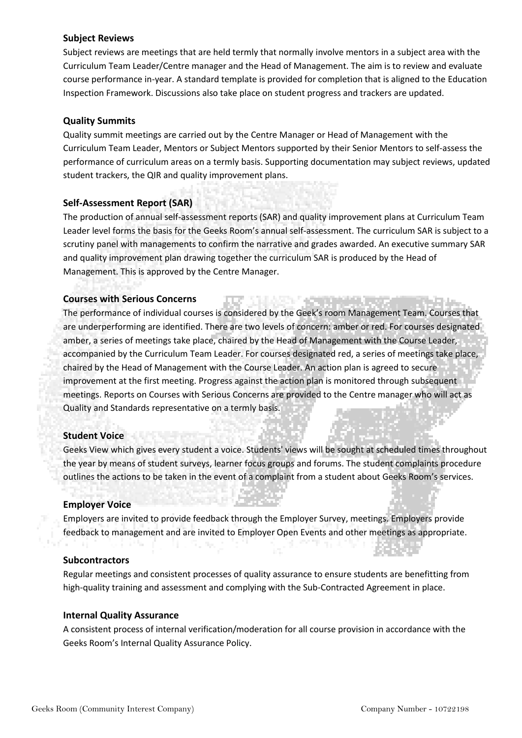### Subject Reviews

Subject reviews are meetings that are held termly that normally involve mentors in a subject area with the Curriculum Team Leader/Centre manager and the Head of Management. The aim is to review and evaluate course performance in-year. A standard template is provided for completion that is aligned to the Education Inspection Framework. Discussions also take place on student progress and trackers are updated.

### Quality Summits

Quality summit meetings are carried out by the Centre Manager or Head of Management with the Curriculum Team Leader, Mentors or Subject Mentors supported by their Senior Mentors to self-assess the performance of curriculum areas on a termly basis. Supporting documentation may subject reviews, updated student trackers, the QIR and quality improvement plans.

### Self-Assessment Report (SAR)

The production of annual self-assessment reports (SAR) and quality improvement plans at Curriculum Team Leader level forms the basis for the Geeks Room's annual self-assessment. The curriculum SAR is subject to a scrutiny panel with managements to confirm the narrative and grades awarded. An executive summary SAR and quality improvement plan drawing together the curriculum SAR is produced by the Head of Management. This is approved by the Centre Manager.

### Courses with Serious Concerns

The performance of individual courses is considered by the Geek's room Management Team. Courses that are underperforming are identified. There are two levels of concern: amber or red. For courses designated amber, a series of meetings take place, chaired by the Head of Management with the Course Leader, accompanied by the Curriculum Team Leader. For courses designated red, a series of meetings take place, chaired by the Head of Management with the Course Leader. An action plan is agreed to secure improvement at the first meeting. Progress against the action plan is monitored through subsequent meetings. Reports on Courses with Serious Concerns are provided to the Centre manager who will act as Quality and Standards representative on a termly basis.

### Student Voice

Geeks View which gives every student a voice. Students' views will be sought at scheduled times throughout the year by means of student surveys, learner focus groups and forums. The student complaints procedure outlines the actions to be taken in the event of a complaint from a student about Geeks Room's services.

### Employer Voice

Employers are invited to provide feedback through the Employer Survey, meetings. Employers provide feedback to management and are invited to Employer Open Events and other meetings as appropriate.

### Subcontractors

Regular meetings and consistent processes of quality assurance to ensure students are benefitting from high-quality training and assessment and complying with the Sub-Contracted Agreement in place.

### Internal Quality Assurance

A consistent process of internal verification/moderation for all course provision in accordance with the Geeks Room's Internal Quality Assurance Policy.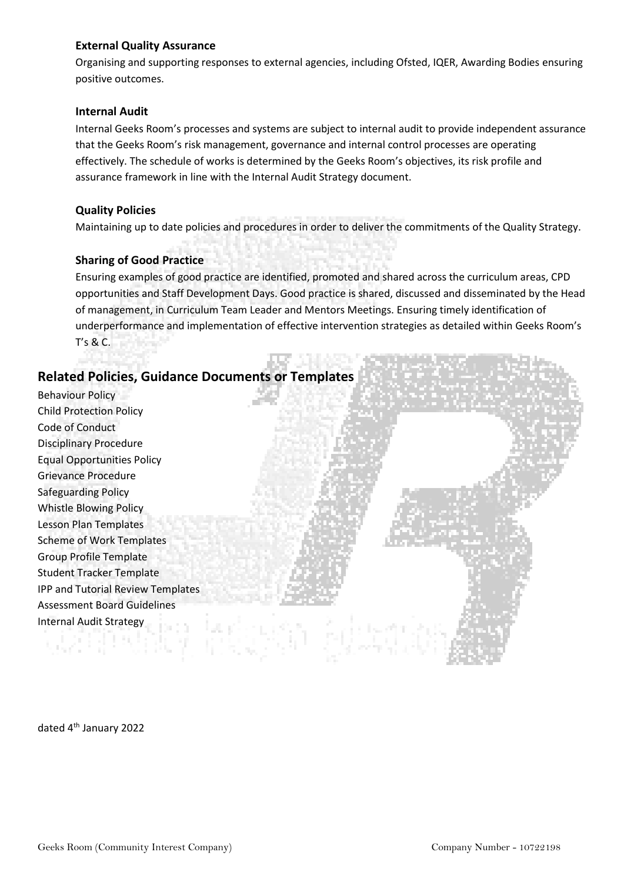### External Quality Assurance

Organising and supporting responses to external agencies, including Ofsted, IQER, Awarding Bodies ensuring positive outcomes.

### Internal Audit

Internal Geeks Room's processes and systems are subject to internal audit to provide independent assurance that the Geeks Room's risk management, governance and internal control processes are operating effectively. The schedule of works is determined by the Geeks Room's objectives, its risk profile and assurance framework in line with the Internal Audit Strategy document.

### Quality Policies

Maintaining up to date policies and procedures in order to deliver the commitments of the Quality Strategy.

### Sharing of Good Practice

Ensuring examples of good practice are identified, promoted and shared across the curriculum areas, CPD opportunities and Staff Development Days. Good practice is shared, discussed and disseminated by the Head of management, in Curriculum Team Leader and Mentors Meetings. Ensuring timely identification of underperformance and implementation of effective intervention strategies as detailed within Geeks Room's T's & C.

## Related Policies, Guidance Documents or Templates

Behaviour Policy
Child Protection Policy
Code of Conduct
Disciplinary Procedure
Equal Opportunities Policy
Grievance Procedure
Safeguarding Policy
Whistle Blowing Policy
Lesson Plan Templates
Scheme of Work Templates
Group Profile Template
Student Tracker Template
IPP and Tutorial Review Templates
Assessment Board Guidelines
Internal Audit Strategy

dated 4th January 2022